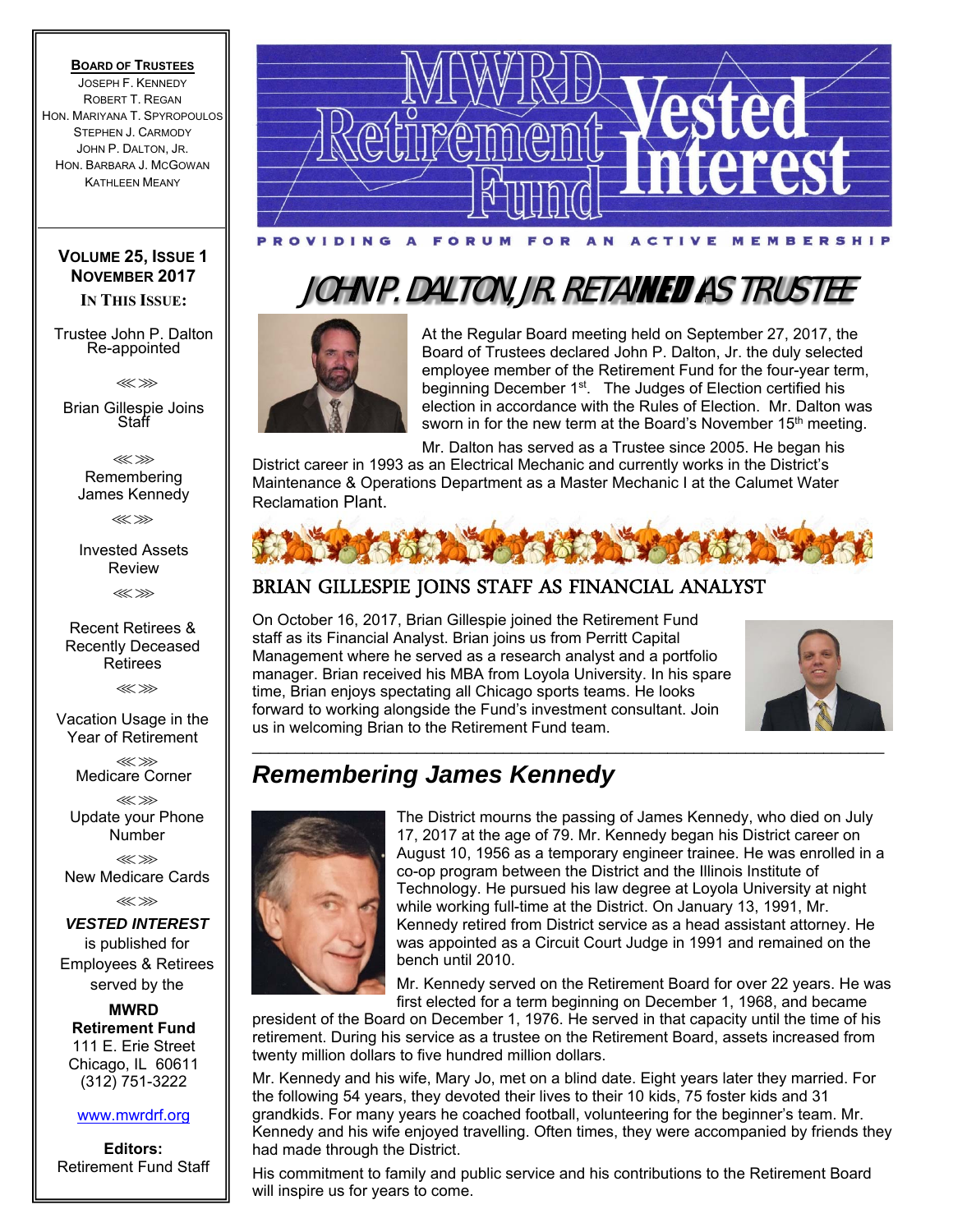# MWRD Retirement Fund Vested Interest

PROVIDING A FORUM FOR AN ACTIVE MEMBERSHIP

**BOARD OF TRUSTEES**
JOSEPH F. KENNEDY
ROBERT T. REGAN
HON. MARIYANA T. SPYROPOULOS
STEPHEN J. CARMODY
JOHN P. DALTON, JR.
HON. BARBARA J. MCGOWAN
KATHLEEN MEANY

**VOLUME 25, ISSUE 1**
**NOVEMBER 2017**

**IN THIS ISSUE:**

- Trustee John P. Dalton Re-appointed
- Brian Gillespie Joins Staff
- Remembering James Kennedy
- Invested Assets Review
- Recent Retirees & Recently Deceased Retirees
- Vacation Usage in the Year of Retirement
- Medicare Corner
- Update your Phone Number
- New Medicare Cards

***VESTED INTEREST*** is published for Employees & Retirees served by the

**MWRD Retirement Fund**
111 E. Erie Street
Chicago, IL 60611
(312) 751-3222

www.mwrdrf.org

**Editors:**
Retirement Fund Staff

## JOHN P. DALTON, JR. RETAINED AS TRUSTEE

At the Regular Board meeting held on September 27, 2017, the Board of Trustees declared John P. Dalton, Jr. the duly selected employee member of the Retirement Fund for the four-year term, beginning December 1st. The Judges of Election certified his election in accordance with the Rules of Election. Mr. Dalton was sworn in for the new term at the Board's November 15th meeting.

Mr. Dalton has served as a Trustee since 2005. He began his District career in 1993 as an Electrical Mechanic and currently works in the District's Maintenance & Operations Department as a Master Mechanic I at the Calumet Water Reclamation Plant.

## BRIAN GILLESPIE JOINS STAFF AS FINANCIAL ANALYST

On October 16, 2017, Brian Gillespie joined the Retirement Fund staff as its Financial Analyst. Brian joins us from Perritt Capital Management where he served as a research analyst and a portfolio manager. Brian received his MBA from Loyola University. In his spare time, Brian enjoys spectating all Chicago sports teams. He looks forward to working alongside the Fund's investment consultant. Join us in welcoming Brian to the Retirement Fund team.

## *Remembering James Kennedy*

The District mourns the passing of James Kennedy, who died on July 17, 2017 at the age of 79. Mr. Kennedy began his District career on August 10, 1956 as a temporary engineer trainee. He was enrolled in a co-op program between the District and the Illinois Institute of Technology. He pursued his law degree at Loyola University at night while working full-time at the District. On January 13, 1991, Mr. Kennedy retired from District service as a head assistant attorney. He was appointed as a Circuit Court Judge in 1991 and remained on the bench until 2010.

Mr. Kennedy served on the Retirement Board for over 22 years. He was first elected for a term beginning on December 1, 1968, and became president of the Board on December 1, 1976. He served in that capacity until the time of his retirement. During his service as a trustee on the Retirement Board, assets increased from twenty million dollars to five hundred million dollars.

Mr. Kennedy and his wife, Mary Jo, met on a blind date. Eight years later they married. For the following 54 years, they devoted their lives to their 10 kids, 75 foster kids and 31 grandkids. For many years he coached football, volunteering for the beginner's team. Mr. Kennedy and his wife enjoyed travelling. Often times, they were accompanied by friends they had made through the District.

His commitment to family and public service and his contributions to the Retirement Board will inspire us for years to come.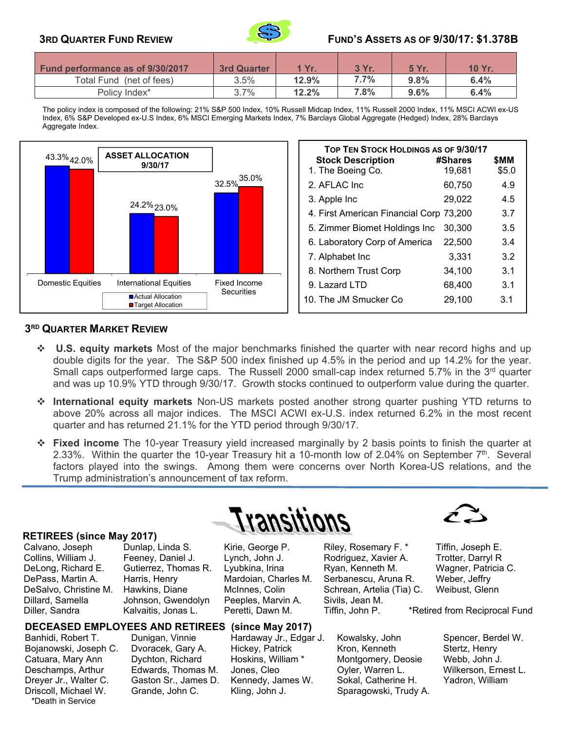## 3RD QUARTER FUND REVIEW

## FUND'S ASSETS AS OF 9/30/17: $1.378B

| Fund performance as of 9/30/2017 | 3rd Quarter | 1 Yr. | 3 Yr. | 5 Yr. | 10 Yr. |
|---|---|---|---|---|---|
| Total Fund (net of fees) | 3.5% | **12.9%** | **7.7%** | **9.8%** | **6.4%** |
| Policy Index* | 3.7% | **12.2%** | **7.8%** | **9.6%** | **6.4%** |

The policy index is composed of the following: 21% S&P 500 Index, 10% Russell Midcap Index, 11% Russell 2000 Index, 11% MSCI ACWI ex-US Index, 6% S&P Developed ex-U.S Index, 6% MSCI Emerging Markets Index, 7% Barclays Global Aggregate (Hedged) Index, 28% Barclays Aggregate Index.

**ASSET ALLOCATION 9/30/17**

| | Actual Allocation | Target Allocation |
|---|---|---|
| Domestic Equities | 43.3% | 42.0% |
| International Equities | 24.2% | 23.0% |
| Fixed Income Securities | 32.5% | 35.0% |

**TOP TEN STOCK HOLDINGS AS OF 9/30/17**

| Stock Description | #Shares | $MM |
|---|---|---|
| 1. The Boeing Co. | 19,681 | $5.0 |
| 2. AFLAC Inc | 60,750 | 4.9 |
| 3. Apple Inc | 29,022 | 4.5 |
| 4. First American Financial Corp | 73,200 | 3.7 |
| 5. Zimmer Biomet Holdings Inc | 30,300 | 3.5 |
| 6. Laboratory Corp of America | 22,500 | 3.4 |
| 7. Alphabet Inc | 3,331 | 3.2 |
| 8. Northern Trust Corp | 34,100 | 3.1 |
| 9. Lazard LTD | 68,400 | 3.1 |
| 10. The JM Smucker Co | 29,100 | 3.1 |

## 3RD QUARTER MARKET REVIEW

- **U.S. equity markets** Most of the major benchmarks finished the quarter with near record highs and up double digits for the year. The S&P 500 index finished up 4.5% in the period and up 14.2% for the year. Small caps outperformed large caps. The Russell 2000 small-cap index returned 5.7% in the 3rd quarter and was up 10.9% YTD through 9/30/17. Growth stocks continued to outperform value during the quarter.
- **International equity markets** Non-US markets posted another strong quarter pushing YTD returns to above 20% across all major indices. The MSCI ACWI ex-U.S. index returned 6.2% in the most recent quarter and has returned 21.1% for the YTD period through 9/30/17.
- **Fixed income** The 10-year Treasury yield increased marginally by 2 basis points to finish the quarter at 2.33%. Within the quarter the 10-year Treasury hit a 10-month low of 2.04% on September 7th. Several factors played into the swings. Among them were concerns over North Korea-US relations, and the Trump administration's announcement of tax reform.

## Transitions

### RETIREES (since May 2017)

Calvano, Joseph
Collins, William J.
DeLong, Richard E.
DePass, Martin A.
DeSalvo, Christine M.
Dillard, Samella
Diller, Sandra
Dunlap, Linda S.
Feeney, Daniel J.
Gutierrez, Thomas R.
Harris, Henry
Hawkins, Diane
Johnson, Gwendolyn
Kalvaitis, Jonas L.
Kirie, George P.
Lynch, John J.
Lyubkina, Irina
Mardoian, Charles M.
McInnes, Colin
Peeples, Marvin A.
Peretti, Dawn M.
Riley, Rosemary F. *
Rodriguez, Xavier A.
Ryan, Kenneth M.
Serbanescu, Aruna R.
Schrean, Artelia (Tia) C.
Sivils, Jean M.
Tiffin, John P.
Tiffin, Joseph E.
Trotter, Darryl R
Wagner, Patricia C.
Weber, Jeffry
Weibust, Glenn

*Retired from Reciprocal Fund

### DECEASED EMPLOYEES AND RETIREES (since May 2017)

Banhidi, Robert T.
Bojanowski, Joseph C.
Catuara, Mary Ann
Deschamps, Arthur
Dreyer Jr., Walter C.
Driscoll, Michael W.
Dunigan, Vinnie
Dvoracek, Gary A.
Dychton, Richard
Edwards, Thomas M.
Gaston Sr., James D.
Grande, John C.
Hardaway Jr., Edgar J.
Hickey, Patrick
Hoskins, William *
Jones, Cleo
Kennedy, James W.
Kling, John J.
Kowalsky, John
Kron, Kenneth
Montgomery, Deosie
Oyler, Warren L.
Sokal, Catherine H.
Sparagowski, Trudy A.
Spencer, Berdel W.
Stertz, Henry
Webb, John J.
Wilkerson, Ernest L.
Yadron, William

*Death in Service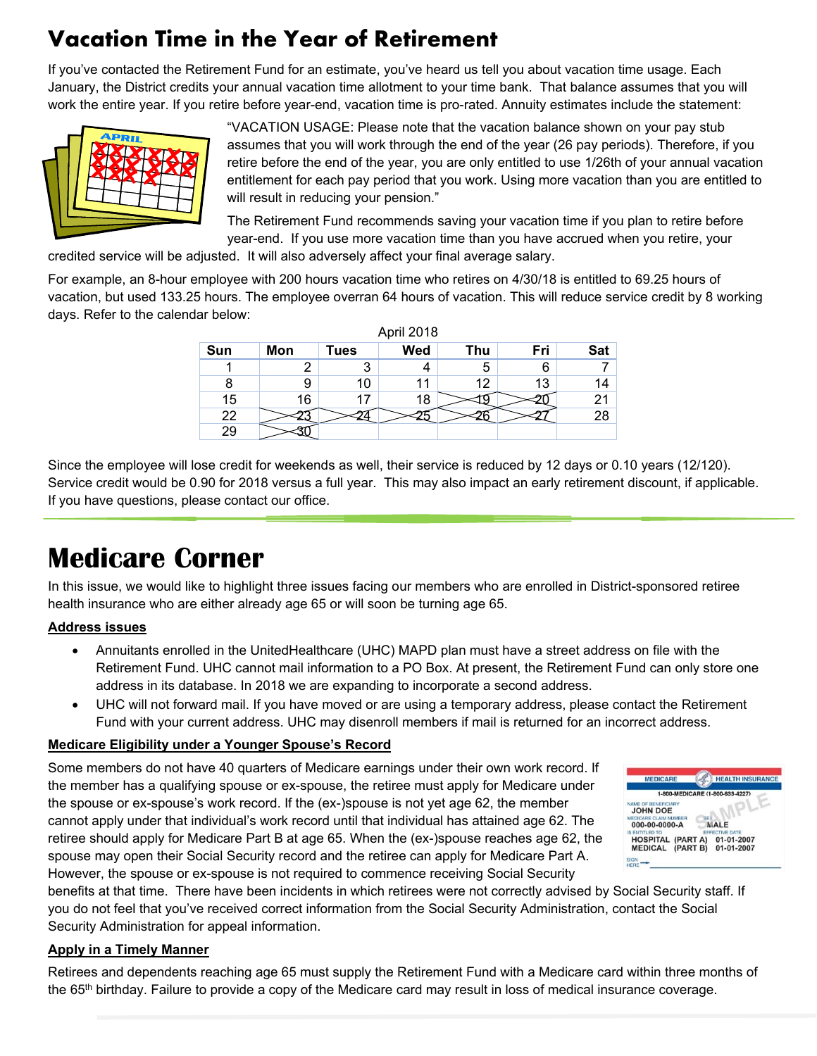# Vacation Time in the Year of Retirement

If you've contacted the Retirement Fund for an estimate, you've heard us tell you about vacation time usage. Each January, the District credits your annual vacation time allotment to your time bank. That balance assumes that you will work the entire year. If you retire before year-end, vacation time is pro-rated. Annuity estimates include the statement:

"VACATION USAGE: Please note that the vacation balance shown on your pay stub assumes that you will work through the end of the year (26 pay periods). Therefore, if you retire before the end of the year, you are only entitled to use 1/26th of your annual vacation entitlement for each pay period that you work. Using more vacation than you are entitled to will result in reducing your pension."

The Retirement Fund recommends saving your vacation time if you plan to retire before year-end. If you use more vacation time than you have accrued when you retire, your credited service will be adjusted. It will also adversely affect your final average salary.

For example, an 8-hour employee with 200 hours vacation time who retires on 4/30/18 is entitled to 69.25 hours of vacation, but used 133.25 hours. The employee overran 64 hours of vacation. This will reduce service credit by 8 working days. Refer to the calendar below:

April 2018

| Sun | Mon | Tues | Wed | Thu | Fri | Sat |
|---|---|---|---|---|---|---|
| 1 | 2 | 3 | 4 | 5 | 6 | 7 |
| 8 | 9 | 10 | 11 | 12 | 13 | 14 |
| 15 | 16 | 17 | 18 | ~~19~~ | ~~20~~ | 21 |
| 22 | ~~23~~ | ~~24~~ | ~~25~~ | ~~26~~ | ~~27~~ | 28 |
| 29 | ~~30~~ | | | | | |

Since the employee will lose credit for weekends as well, their service is reduced by 12 days or 0.10 years (12/120). Service credit would be 0.90 for 2018 versus a full year. This may also impact an early retirement discount, if applicable. If you have questions, please contact our office.

# Medicare Corner

In this issue, we would like to highlight three issues facing our members who are enrolled in District-sponsored retiree health insurance who are either already age 65 or will soon be turning age 65.

**Address issues**

- Annuitants enrolled in the UnitedHealthcare (UHC) MAPD plan must have a street address on file with the Retirement Fund. UHC cannot mail information to a PO Box. At present, the Retirement Fund can only store one address in its database. In 2018 we are expanding to incorporate a second address.
- UHC will not forward mail. If you have moved or are using a temporary address, please contact the Retirement Fund with your current address. UHC may disenroll members if mail is returned for an incorrect address.

**Medicare Eligibility under a Younger Spouse's Record**

Some members do not have 40 quarters of Medicare earnings under their own work record. If the member has a qualifying spouse or ex-spouse, the retiree must apply for Medicare under the spouse or ex-spouse's work record. If the (ex-)spouse is not yet age 62, the member cannot apply under that individual's work record until that individual has attained age 62. The retiree should apply for Medicare Part B at age 65. When the (ex-)spouse reaches age 62, the spouse may open their Social Security record and the retiree can apply for Medicare Part A. However, the spouse or ex-spouse is not required to commence receiving Social Security benefits at that time. There have been incidents in which retirees were not correctly advised by Social Security staff. If you do not feel that you've received correct information from the Social Security Administration, contact the Social Security Administration for appeal information.

**Apply in a Timely Manner**

Retirees and dependents reaching age 65 must supply the Retirement Fund with a Medicare card within three months of the 65th birthday. Failure to provide a copy of the Medicare card may result in loss of medical insurance coverage.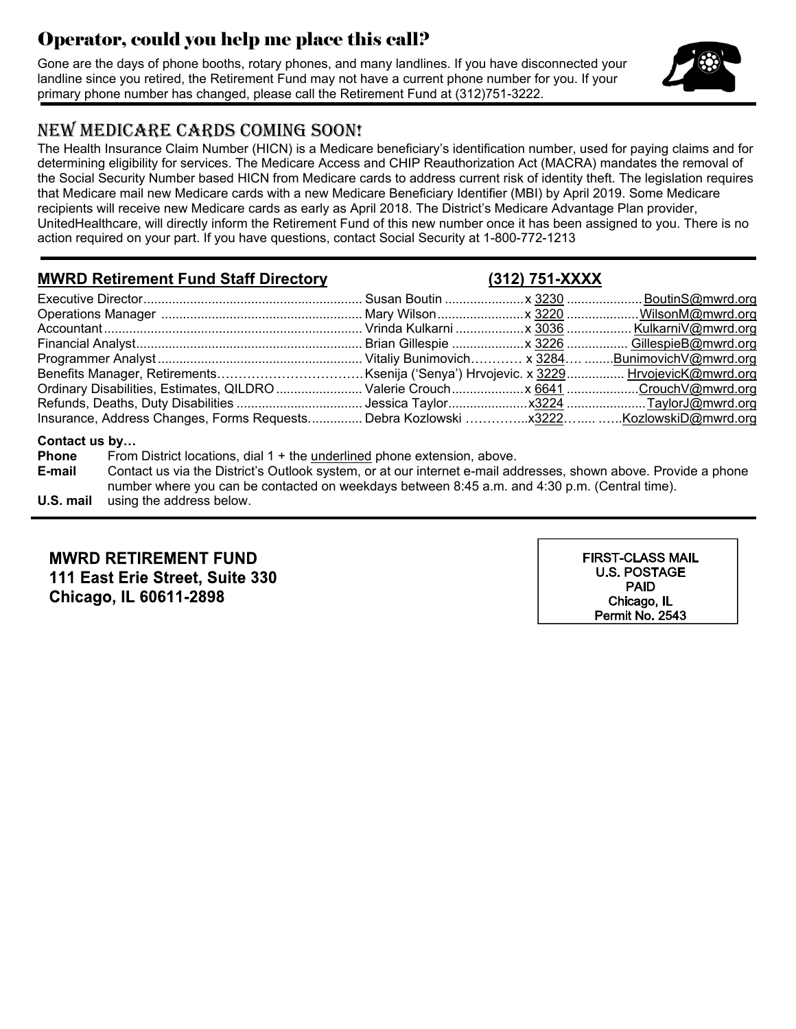## Operator, could you help me place this call?

Gone are the days of phone booths, rotary phones, and many landlines. If you have disconnected your landline since you retired, the Retirement Fund may not have a current phone number for you. If your primary phone number has changed, please call the Retirement Fund at (312)751-3222.

## NEW MEDICARE CARDS COMING SOON!

The Health Insurance Claim Number (HICN) is a Medicare beneficiary's identification number, used for paying claims and for determining eligibility for services. The Medicare Access and CHIP Reauthorization Act (MACRA) mandates the removal of the Social Security Number based HICN from Medicare cards to address current risk of identity theft. The legislation requires that Medicare mail new Medicare cards with a new Medicare Beneficiary Identifier (MBI) by April 2019. Some Medicare recipients will receive new Medicare cards as early as April 2018. The District's Medicare Advantage Plan provider, UnitedHealthcare, will directly inform the Retirement Fund of this new number once it has been assigned to you. There is no action required on your part. If you have questions, contact Social Security at 1-800-772-1213

### MWRD Retirement Fund Staff Directory (312) 751-XXXX

| | | | |
|---|---|---|---|
| Executive Director | Susan Boutin | x 3230 | BoutinS@mwrd.org |
| Operations Manager | Mary Wilson | x 3220 | WilsonM@mwrd.org |
| Accountant | Vrinda Kulkarni | x 3036 | KulkarniV@mwrd.org |
| Financial Analyst | Brian Gillespie | x 3226 | GillespieB@mwrd.org |
| Programmer Analyst | Vitaliy Bunimovich | x 3284 | BunimovichV@mwrd.org |
| Benefits Manager, Retirements | Ksenija ('Senya') Hrvojevic. | x 3229 | HrvojevicK@mwrd.org |
| Ordinary Disabilities, Estimates, QILDRO | Valerie Crouch | x 6641 | CrouchV@mwrd.org |
| Refunds, Deaths, Duty Disabilities | Jessica Taylor | x3224 | TaylorJ@mwrd.org |
| Insurance, Address Changes, Forms Requests. | Debra Kozlowski | x3222 | KozlowskiD@mwrd.org |

**Contact us by…**

**Phone** From District locations, dial 1 + the underlined phone extension, above.

**E-mail** Contact us via the District's Outlook system, or at our internet e-mail addresses, shown above. Provide a phone number where you can be contacted on weekdays between 8:45 a.m. and 4:30 p.m. (Central time).

**U.S. mail** using the address below.

**MWRD RETIREMENT FUND**
**111 East Erie Street, Suite 330**
**Chicago, IL 60611-2898**

FIRST-CLASS MAIL
U.S. POSTAGE
PAID
Chicago, IL
Permit No. 2543